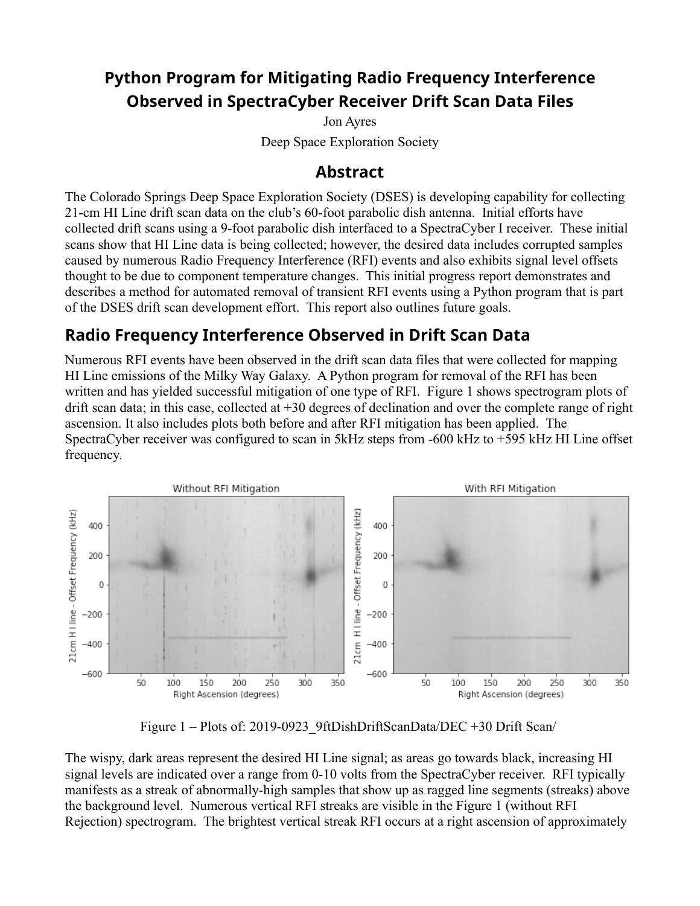# Python Program for Mitigating Radio Frequency Interference Observed in SpectraCyber Receiver Drift Scan Data Files

Jon Ayres

Deep Space Exploration Society

## Abstract

The Colorado Springs Deep Space Exploration Society (DSES) is developing capability for collecting 21-cm HI Line drift scan data on the club's 60-foot parabolic dish antenna. Initial efforts have collected drift scans using a 9-foot parabolic dish interfaced to a SpectraCyber I receiver. These initial scans show that HI Line data is being collected; however, the desired data includes corrupted samples caused by numerous Radio Frequency Interference (RFI) events and also exhibits signal level offsets thought to be due to component temperature changes. This initial progress report demonstrates and describes a method for automated removal of transient RFI events using a Python program that is part of the DSES drift scan development effort. This report also outlines future goals.

## Radio Frequency Interference Observed in Drift Scan Data

Numerous RFI events have been observed in the drift scan data files that were collected for mapping HI Line emissions of the Milky Way Galaxy. A Python program for removal of the RFI has been written and has yielded successful mitigation of one type of RFI. Figure 1 shows spectrogram plots of drift scan data; in this case, collected at +30 degrees of declination and over the complete range of right ascension. It also includes plots both before and after RFI mitigation has been applied. The SpectraCyber receiver was configured to scan in 5kHz steps from -600 kHz to +595 kHz HI Line offset frequency.

Figure 1 – Plots of: 2019-0923_9ftDishDriftScanData/DEC +30 Drift Scan/

The wispy, dark areas represent the desired HI Line signal; as areas go towards black, increasing HI signal levels are indicated over a range from 0-10 volts from the SpectraCyber receiver. RFI typically manifests as a streak of abnormally-high samples that show up as ragged line segments (streaks) above the background level. Numerous vertical RFI streaks are visible in the Figure 1 (without RFI Rejection) spectrogram. The brightest vertical streak RFI occurs at a right ascension of approximately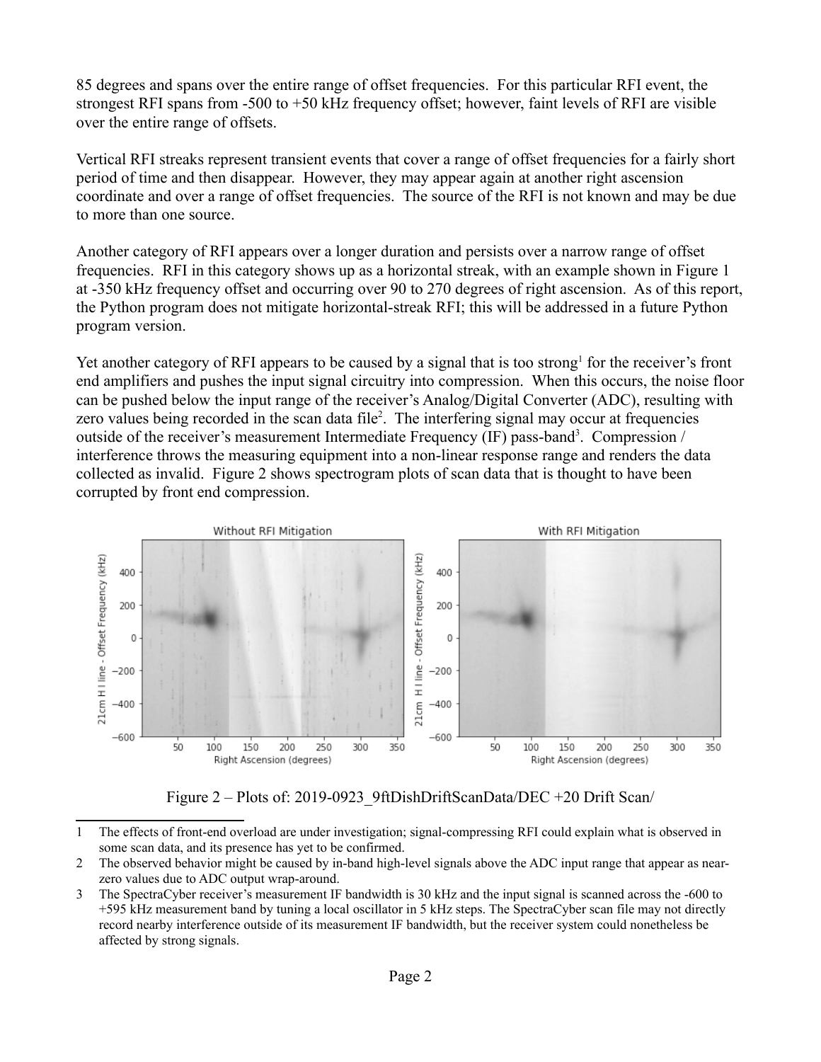85 degrees and spans over the entire range of offset frequencies. For this particular RFI event, the strongest RFI spans from -500 to +50 kHz frequency offset; however, faint levels of RFI are visible over the entire range of offsets.

Vertical RFI streaks represent transient events that cover a range of offset frequencies for a fairly short period of time and then disappear. However, they may appear again at another right ascension coordinate and over a range of offset frequencies. The source of the RFI is not known and may be due to more than one source.

Another category of RFI appears over a longer duration and persists over a narrow range of offset frequencies. RFI in this category shows up as a horizontal streak, with an example shown in Figure 1 at -350 kHz frequency offset and occurring over 90 to 270 degrees of right ascension. As of this report, the Python program does not mitigate horizontal-streak RFI; this will be addressed in a future Python program version.

Yet another category of RFI appears to be caused by a signal that is too strong[1] for the receiver's front end amplifiers and pushes the input signal circuitry into compression. When this occurs, the noise floor can be pushed below the input range of the receiver's Analog/Digital Converter (ADC), resulting with zero values being recorded in the scan data file[2]. The interfering signal may occur at frequencies outside of the receiver's measurement Intermediate Frequency (IF) pass-band[3]. Compression / interference throws the measuring equipment into a non-linear response range and renders the data collected as invalid. Figure 2 shows spectrogram plots of scan data that is thought to have been corrupted by front end compression.

Figure 2 – Plots of: 2019-0923_9ftDishDriftScanData/DEC +20 Drift Scan/

---

1 The effects of front-end overload are under investigation; signal-compressing RFI could explain what is observed in some scan data, and its presence has yet to be confirmed.

2 The observed behavior might be caused by in-band high-level signals above the ADC input range that appear as near-zero values due to ADC output wrap-around.

3 The SpectraCyber receiver's measurement IF bandwidth is 30 kHz and the input signal is scanned across the -600 to +595 kHz measurement band by tuning a local oscillator in 5 kHz steps. The SpectraCyber scan file may not directly record nearby interference outside of its measurement IF bandwidth, but the receiver system could nonetheless be affected by strong signals.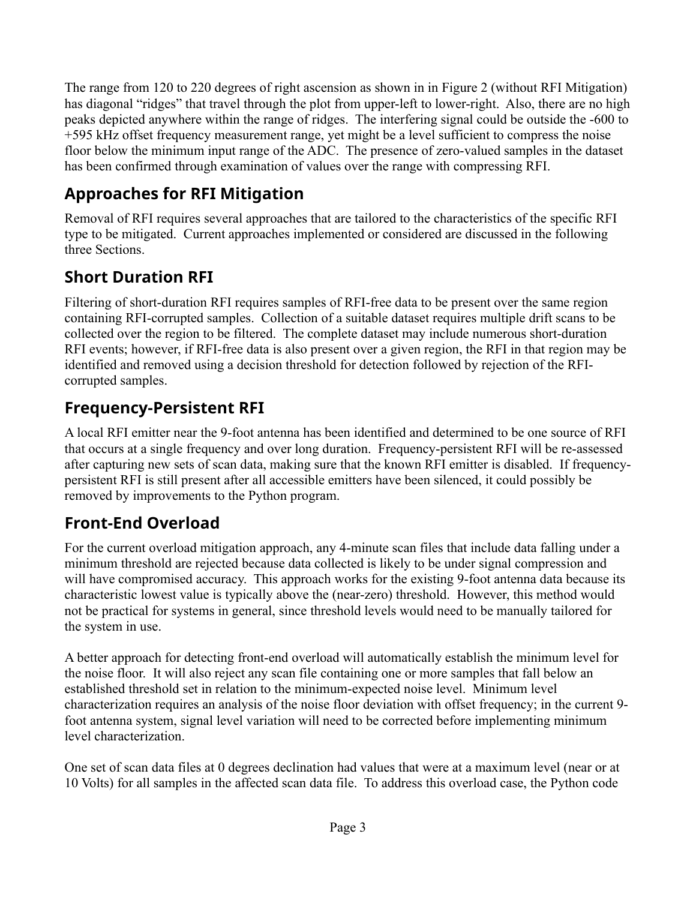The range from 120 to 220 degrees of right ascension as shown in in Figure 2 (without RFI Mitigation) has diagonal "ridges" that travel through the plot from upper-left to lower-right. Also, there are no high peaks depicted anywhere within the range of ridges. The interfering signal could be outside the -600 to +595 kHz offset frequency measurement range, yet might be a level sufficient to compress the noise floor below the minimum input range of the ADC. The presence of zero-valued samples in the dataset has been confirmed through examination of values over the range with compressing RFI.

## Approaches for RFI Mitigation

Removal of RFI requires several approaches that are tailored to the characteristics of the specific RFI type to be mitigated. Current approaches implemented or considered are discussed in the following three Sections.

## Short Duration RFI

Filtering of short-duration RFI requires samples of RFI-free data to be present over the same region containing RFI-corrupted samples. Collection of a suitable dataset requires multiple drift scans to be collected over the region to be filtered. The complete dataset may include numerous short-duration RFI events; however, if RFI-free data is also present over a given region, the RFI in that region may be identified and removed using a decision threshold for detection followed by rejection of the RFI-corrupted samples.

## Frequency-Persistent RFI

A local RFI emitter near the 9-foot antenna has been identified and determined to be one source of RFI that occurs at a single frequency and over long duration. Frequency-persistent RFI will be re-assessed after capturing new sets of scan data, making sure that the known RFI emitter is disabled. If frequency-persistent RFI is still present after all accessible emitters have been silenced, it could possibly be removed by improvements to the Python program.

## Front-End Overload

For the current overload mitigation approach, any 4-minute scan files that include data falling under a minimum threshold are rejected because data collected is likely to be under signal compression and will have compromised accuracy. This approach works for the existing 9-foot antenna data because its characteristic lowest value is typically above the (near-zero) threshold. However, this method would not be practical for systems in general, since threshold levels would need to be manually tailored for the system in use.

A better approach for detecting front-end overload will automatically establish the minimum level for the noise floor. It will also reject any scan file containing one or more samples that fall below an established threshold set in relation to the minimum-expected noise level. Minimum level characterization requires an analysis of the noise floor deviation with offset frequency; in the current 9-foot antenna system, signal level variation will need to be corrected before implementing minimum level characterization.

One set of scan data files at 0 degrees declination had values that were at a maximum level (near or at 10 Volts) for all samples in the affected scan data file. To address this overload case, the Python code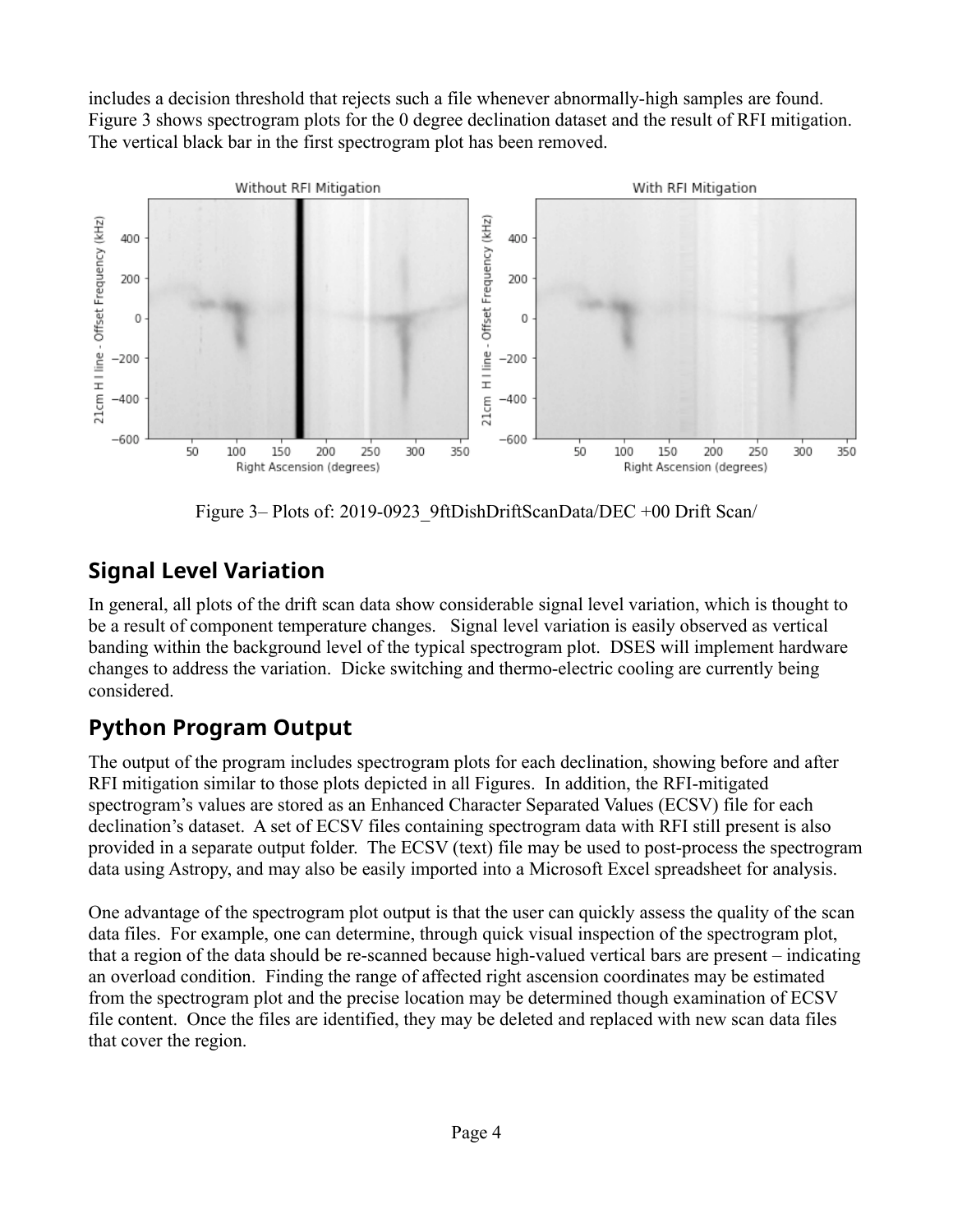includes a decision threshold that rejects such a file whenever abnormally-high samples are found. Figure 3 shows spectrogram plots for the 0 degree declination dataset and the result of RFI mitigation. The vertical black bar in the first spectrogram plot has been removed.

Figure 3– Plots of: 2019-0923_9ftDishDriftScanData/DEC +00 Drift Scan/

## Signal Level Variation

In general, all plots of the drift scan data show considerable signal level variation, which is thought to be a result of component temperature changes. Signal level variation is easily observed as vertical banding within the background level of the typical spectrogram plot. DSES will implement hardware changes to address the variation. Dicke switching and thermo-electric cooling are currently being considered.

## Python Program Output

The output of the program includes spectrogram plots for each declination, showing before and after RFI mitigation similar to those plots depicted in all Figures. In addition, the RFI-mitigated spectrogram's values are stored as an Enhanced Character Separated Values (ECSV) file for each declination's dataset. A set of ECSV files containing spectrogram data with RFI still present is also provided in a separate output folder. The ECSV (text) file may be used to post-process the spectrogram data using Astropy, and may also be easily imported into a Microsoft Excel spreadsheet for analysis.

One advantage of the spectrogram plot output is that the user can quickly assess the quality of the scan data files. For example, one can determine, through quick visual inspection of the spectrogram plot, that a region of the data should be re-scanned because high-valued vertical bars are present – indicating an overload condition. Finding the range of affected right ascension coordinates may be estimated from the spectrogram plot and the precise location may be determined though examination of ECSV file content. Once the files are identified, they may be deleted and replaced with new scan data files that cover the region.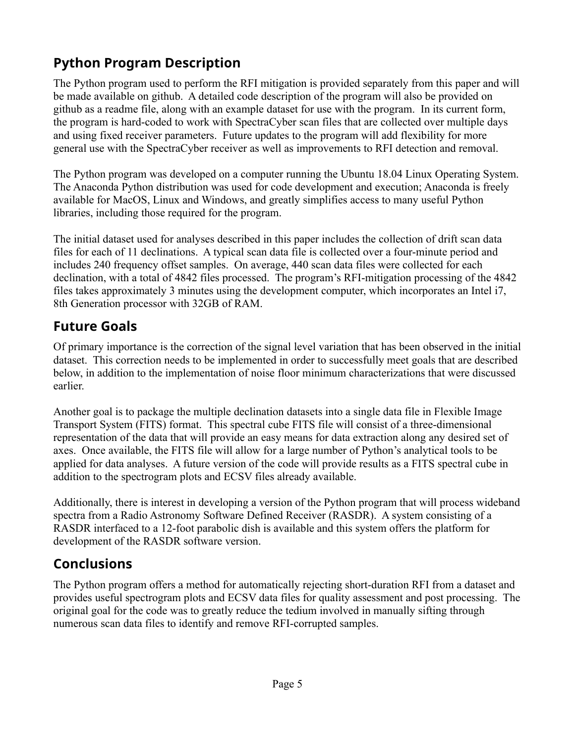## Python Program Description

The Python program used to perform the RFI mitigation is provided separately from this paper and will be made available on github. A detailed code description of the program will also be provided on github as a readme file, along with an example dataset for use with the program. In its current form, the program is hard-coded to work with SpectraCyber scan files that are collected over multiple days and using fixed receiver parameters. Future updates to the program will add flexibility for more general use with the SpectraCyber receiver as well as improvements to RFI detection and removal.

The Python program was developed on a computer running the Ubuntu 18.04 Linux Operating System. The Anaconda Python distribution was used for code development and execution; Anaconda is freely available for MacOS, Linux and Windows, and greatly simplifies access to many useful Python libraries, including those required for the program.

The initial dataset used for analyses described in this paper includes the collection of drift scan data files for each of 11 declinations. A typical scan data file is collected over a four-minute period and includes 240 frequency offset samples. On average, 440 scan data files were collected for each declination, with a total of 4842 files processed. The program's RFI-mitigation processing of the 4842 files takes approximately 3 minutes using the development computer, which incorporates an Intel i7, 8th Generation processor with 32GB of RAM.

## Future Goals

Of primary importance is the correction of the signal level variation that has been observed in the initial dataset. This correction needs to be implemented in order to successfully meet goals that are described below, in addition to the implementation of noise floor minimum characterizations that were discussed earlier.

Another goal is to package the multiple declination datasets into a single data file in Flexible Image Transport System (FITS) format. This spectral cube FITS file will consist of a three-dimensional representation of the data that will provide an easy means for data extraction along any desired set of axes. Once available, the FITS file will allow for a large number of Python's analytical tools to be applied for data analyses. A future version of the code will provide results as a FITS spectral cube in addition to the spectrogram plots and ECSV files already available.

Additionally, there is interest in developing a version of the Python program that will process wideband spectra from a Radio Astronomy Software Defined Receiver (RASDR). A system consisting of a RASDR interfaced to a 12-foot parabolic dish is available and this system offers the platform for development of the RASDR software version.

## Conclusions

The Python program offers a method for automatically rejecting short-duration RFI from a dataset and provides useful spectrogram plots and ECSV data files for quality assessment and post processing. The original goal for the code was to greatly reduce the tedium involved in manually sifting through numerous scan data files to identify and remove RFI-corrupted samples.